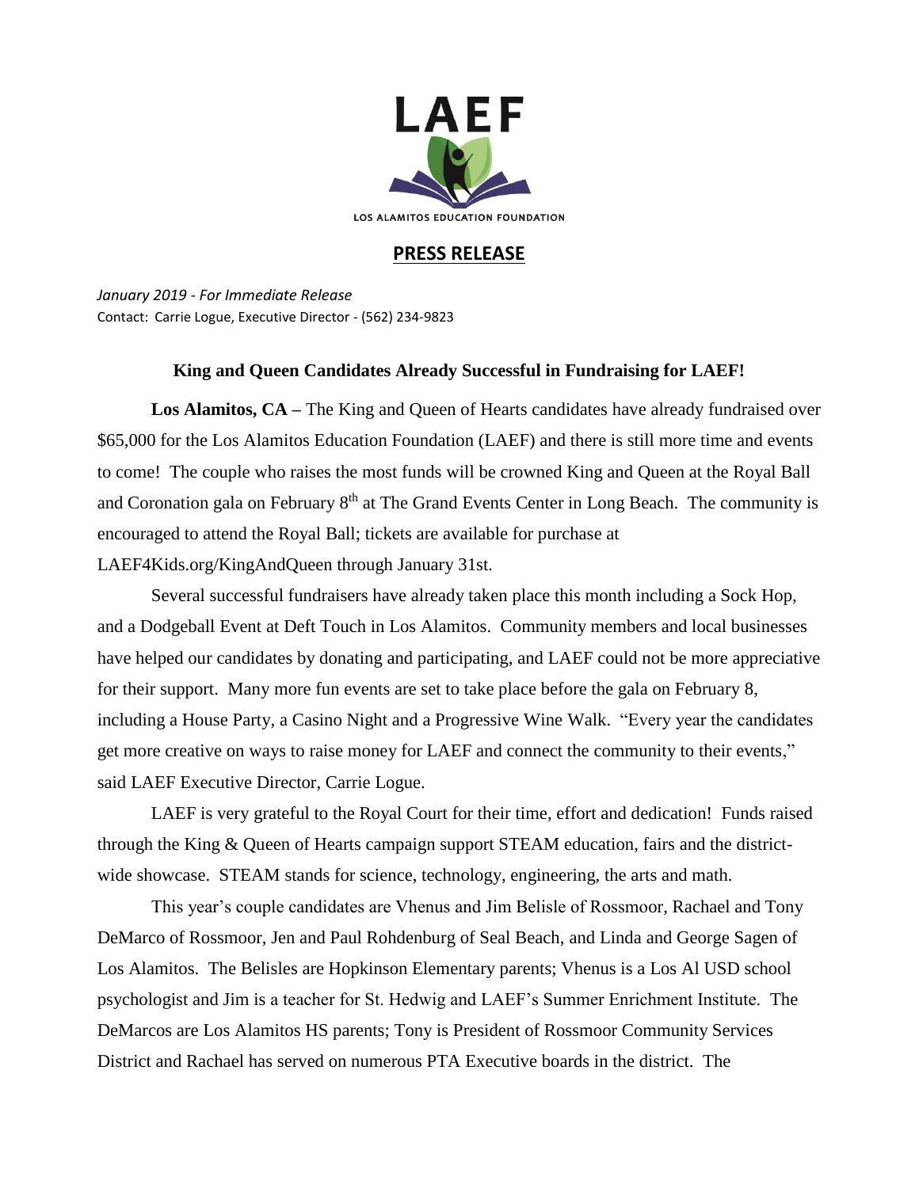LAEF

LOS ALAMITOS EDUCATION FOUNDATION

## PRESS RELEASE

*January 2019 - For Immediate Release*
Contact: Carrie Logue, Executive Director - (562) 234-9823

### King and Queen Candidates Already Successful in Fundraising for LAEF!

**Los Alamitos, CA –** The King and Queen of Hearts candidates have already fundraised over $65,000 for the Los Alamitos Education Foundation (LAEF) and there is still more time and events to come! The couple who raises the most funds will be crowned King and Queen at the Royal Ball and Coronation gala on February 8th at The Grand Events Center in Long Beach. The community is encouraged to attend the Royal Ball; tickets are available for purchase at LAEF4Kids.org/KingAndQueen through January 31st.

Several successful fundraisers have already taken place this month including a Sock Hop, and a Dodgeball Event at Deft Touch in Los Alamitos. Community members and local businesses have helped our candidates by donating and participating, and LAEF could not be more appreciative for their support. Many more fun events are set to take place before the gala on February 8, including a House Party, a Casino Night and a Progressive Wine Walk. "Every year the candidates get more creative on ways to raise money for LAEF and connect the community to their events," said LAEF Executive Director, Carrie Logue.

LAEF is very grateful to the Royal Court for their time, effort and dedication! Funds raised through the King & Queen of Hearts campaign support STEAM education, fairs and the district-wide showcase. STEAM stands for science, technology, engineering, the arts and math.

This year's couple candidates are Vhenus and Jim Belisle of Rossmoor, Rachael and Tony DeMarco of Rossmoor, Jen and Paul Rohdenburg of Seal Beach, and Linda and George Sagen of Los Alamitos. The Belisles are Hopkinson Elementary parents; Vhenus is a Los Al USD school psychologist and Jim is a teacher for St. Hedwig and LAEF's Summer Enrichment Institute. The DeMarcos are Los Alamitos HS parents; Tony is President of Rossmoor Community Services District and Rachael has served on numerous PTA Executive boards in the district. The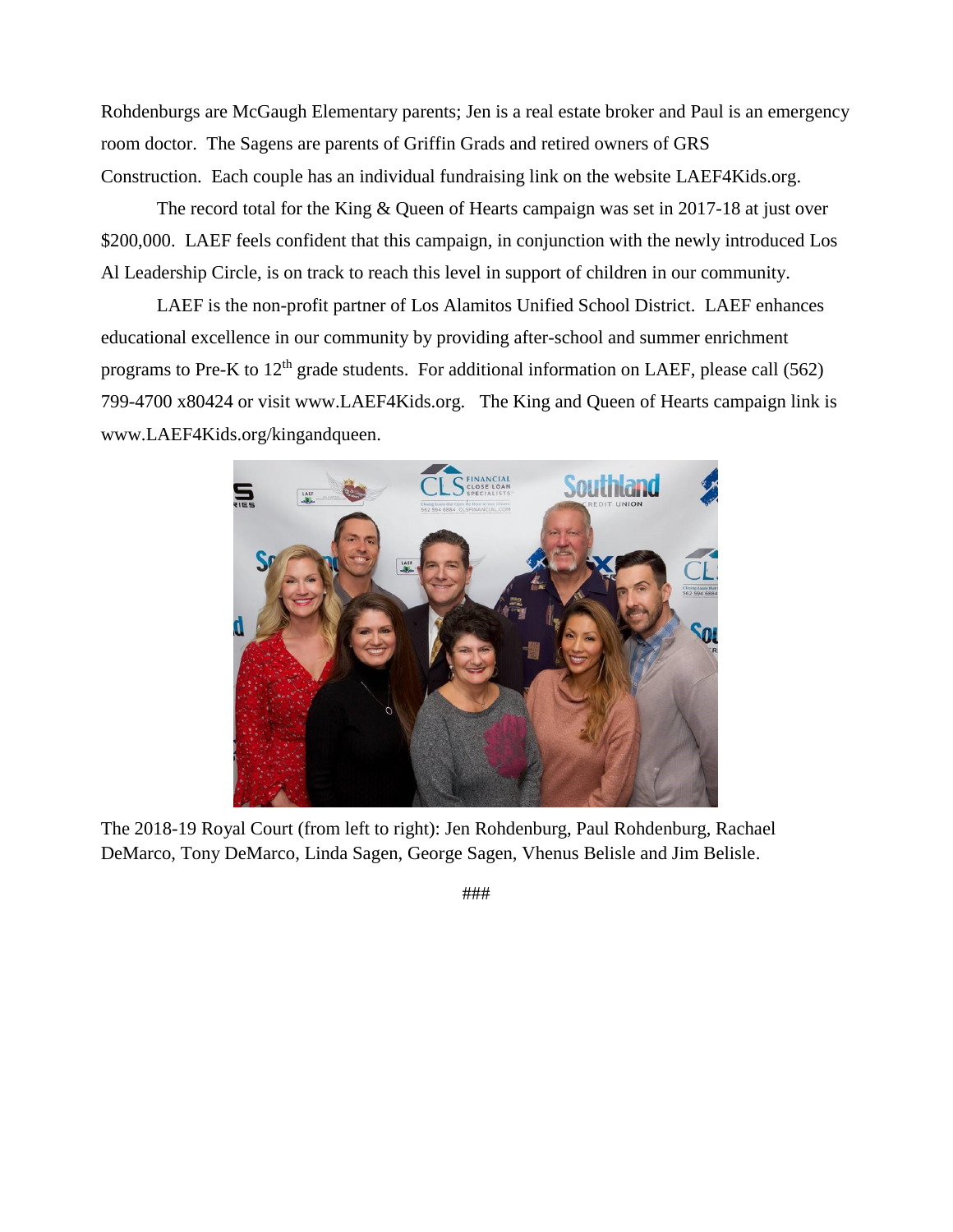Rohdenburgs are McGaugh Elementary parents; Jen is a real estate broker and Paul is an emergency room doctor. The Sagens are parents of Griffin Grads and retired owners of GRS Construction. Each couple has an individual fundraising link on the website LAEF4Kids.org.

The record total for the King & Queen of Hearts campaign was set in 2017-18 at just over \$200,000. LAEF feels confident that this campaign, in conjunction with the newly introduced Los Al Leadership Circle, is on track to reach this level in support of children in our community.

LAEF is the non-profit partner of Los Alamitos Unified School District. LAEF enhances educational excellence in our community by providing after-school and summer enrichment programs to Pre-K to 12th grade students. For additional information on LAEF, please call (562) 799-4700 x80424 or visit www.LAEF4Kids.org. The King and Queen of Hearts campaign link is www.LAEF4Kids.org/kingandqueen.

The 2018-19 Royal Court (from left to right): Jen Rohdenburg, Paul Rohdenburg, Rachael DeMarco, Tony DeMarco, Linda Sagen, George Sagen, Vhenus Belisle and Jim Belisle.

###